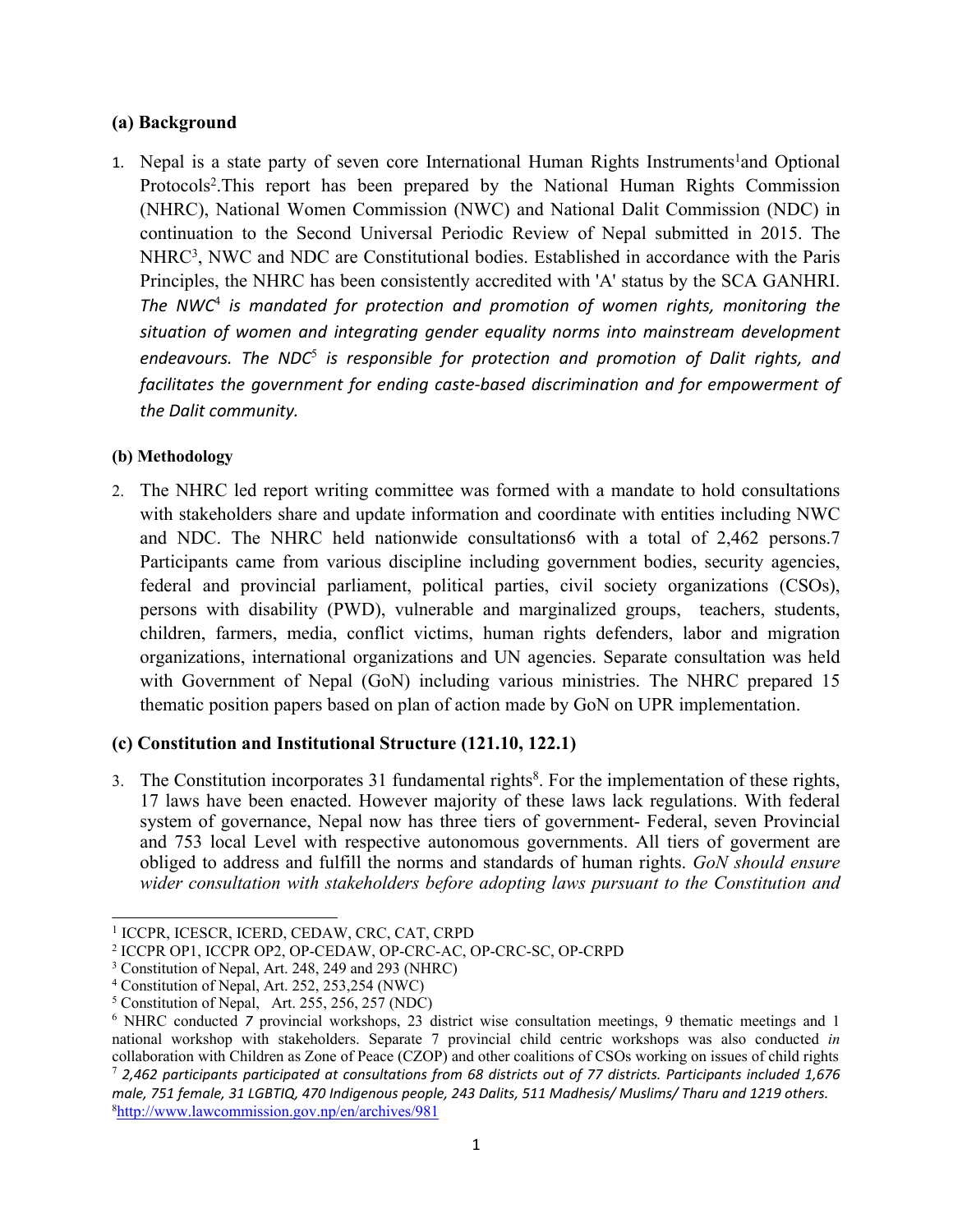## (a) Background

1. Nepal is a state party of seven core International Human Rights Instruments[1]and Optional Protocols[2].This report has been prepared by the National Human Rights Commission (NHRC), National Women Commission (NWC) and National Dalit Commission (NDC) in continuation to the Second Universal Periodic Review of Nepal submitted in 2015. The NHRC[3], NWC and NDC are Constitutional bodies. Established in accordance with the Paris Principles, the NHRC has been consistently accredited with 'A' status by the SCA GANHRI. *The NWC[4] is mandated for protection and promotion of women rights, monitoring the situation of women and integrating gender equality norms into mainstream development endeavours. The NDC[5] is responsible for protection and promotion of Dalit rights, and facilitates the government for ending caste-based discrimination and for empowerment of the Dalit community.*

### (b) Methodology

2. The NHRC led report writing committee was formed with a mandate to hold consultations with stakeholders share and update information and coordinate with entities including NWC and NDC. The NHRC held nationwide consultations6 with a total of 2,462 persons.7 Participants came from various discipline including government bodies, security agencies, federal and provincial parliament, political parties, civil society organizations (CSOs), persons with disability (PWD), vulnerable and marginalized groups, teachers, students, children, farmers, media, conflict victims, human rights defenders, labor and migration organizations, international organizations and UN agencies. Separate consultation was held with Government of Nepal (GoN) including various ministries. The NHRC prepared 15 thematic position papers based on plan of action made by GoN on UPR implementation.

## (c) Constitution and Institutional Structure (121.10, 122.1)

3. The Constitution incorporates 31 fundamental rights[8]. For the implementation of these rights, 17 laws have been enacted. However majority of these laws lack regulations. With federal system of governance, Nepal now has three tiers of government- Federal, seven Provincial and 753 local Level with respective autonomous governments. All tiers of goverment are obliged to address and fulfill the norms and standards of human rights. *GoN should ensure wider consultation with stakeholders before adopting laws pursuant to the Constitution and*

---

[1] ICCPR, ICESCR, ICERD, CEDAW, CRC, CAT, CRPD

[2] ICCPR OP1, ICCPR OP2, OP-CEDAW, OP-CRC-AC, OP-CRC-SC, OP-CRPD

[3] Constitution of Nepal, Art. 248, 249 and 293 (NHRC)

[4] Constitution of Nepal, Art. 252, 253,254 (NWC)

[5] Constitution of Nepal, Art. 255, 256, 257 (NDC)

[6] NHRC conducted 7 provincial workshops, 23 district wise consultation meetings, 9 thematic meetings and 1 national workshop with stakeholders. Separate 7 provincial child centric workshops was also conducted *in* collaboration with Children as Zone of Peace (CZOP) and other coalitions of CSOs working on issues of child rights

[7] *2,462 participants participated at consultations from 68 districts out of 77 districts. Participants included 1,676 male, 751 female, 31 LGBTIQ, 470 Indigenous people, 243 Dalits, 511 Madhesis/ Muslims/ Tharu and 1219 others.*

[8] http://www.lawcommission.gov.np/en/archives/981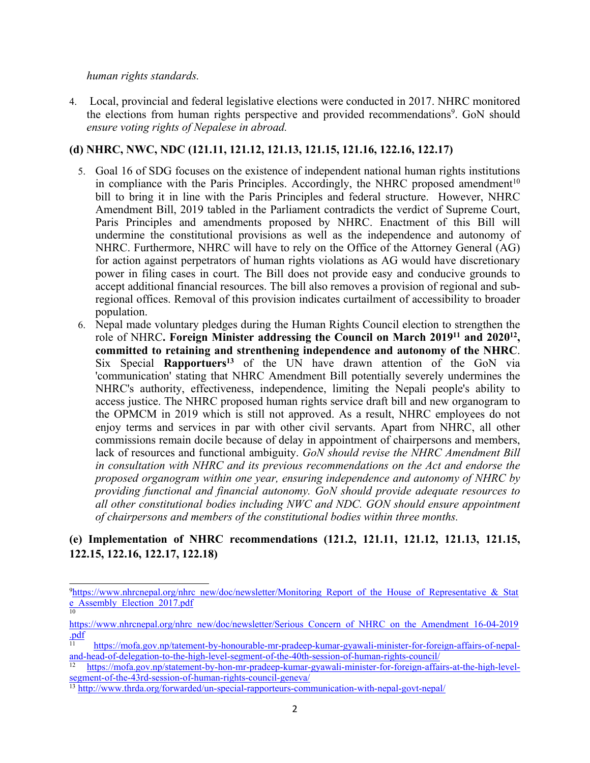*human rights standards.*

4. Local, provincial and federal legislative elections were conducted in 2017. NHRC monitored the elections from human rights perspective and provided recommendations[9]. GoN should *ensure voting rights of Nepalese in abroad.*

**(d) NHRC, NWC, NDC (121.11, 121.12, 121.13, 121.15, 121.16, 122.16, 122.17)**

5. Goal 16 of SDG focuses on the existence of independent national human rights institutions in compliance with the Paris Principles. Accordingly, the NHRC proposed amendment[10] bill to bring it in line with the Paris Principles and federal structure. However, NHRC Amendment Bill, 2019 tabled in the Parliament contradicts the verdict of Supreme Court, Paris Principles and amendments proposed by NHRC. Enactment of this Bill will undermine the constitutional provisions as well as the independence and autonomy of NHRC. Furthermore, NHRC will have to rely on the Office of the Attorney General (AG) for action against perpetrators of human rights violations as AG would have discretionary power in filing cases in court. The Bill does not provide easy and conducive grounds to accept additional financial resources. The bill also removes a provision of regional and sub-regional offices. Removal of this provision indicates curtailment of accessibility to broader population.
6. Nepal made voluntary pledges during the Human Rights Council election to strengthen the role of NHRC**. Foreign Minister addressing the Council on March 2019[11] and 2020[12], committed to retaining and strenthening independence and autonomy of the NHRC**. Six Special **Rapportuers[13]** of the UN have drawn attention of the GoN via 'communication' stating that NHRC Amendment Bill potentially severely undermines the NHRC's authority, effectiveness, independence, limiting the Nepali people's ability to access justice. The NHRC proposed human rights service draft bill and new organogram to the OPMCM in 2019 which is still not approved. As a result, NHRC employees do not enjoy terms and services in par with other civil servants. Apart from NHRC, all other commissions remain docile because of delay in appointment of chairpersons and members, lack of resources and functional ambiguity. *GoN should revise the NHRC Amendment Bill in consultation with NHRC and its previous recommendations on the Act and endorse the proposed organogram within one year, ensuring independence and autonomy of NHRC by providing functional and financial autonomy. GoN should provide adequate resources to all other constitutional bodies including NWC and NDC. GON should ensure appointment of chairpersons and members of the constitutional bodies within three months.*

**(e) Implementation of NHRC recommendations (121.2, 121.11, 121.12, 121.13, 121.15, 122.15, 122.16, 122.17, 122.18)**

---

[9] https://www.nhrcnepal.org/nhrc_new/doc/newsletter/Monitoring_Report_of_the_House_of_Representative_&_State_Assembly_Election_2017.pdf

[10] https://www.nhrcnepal.org/nhrc_new/doc/newsletter/Serious_Concern_of_NHRC_on_the_Amendment_16-04-2019.pdf

[11] https://mofa.gov.np/tatement-by-honourable-mr-pradeep-kumar-gyawali-minister-for-foreign-affairs-of-nepal-and-head-of-delegation-to-the-high-level-segment-of-the-40th-session-of-human-rights-council/

[12] https://mofa.gov.np/statement-by-hon-mr-pradeep-kumar-gyawali-minister-for-foreign-affairs-at-the-high-level-segment-of-the-43rd-session-of-human-rights-council-geneva/

[13] http://www.thrda.org/forwarded/un-special-rapporteurs-communication-with-nepal-govt-nepal/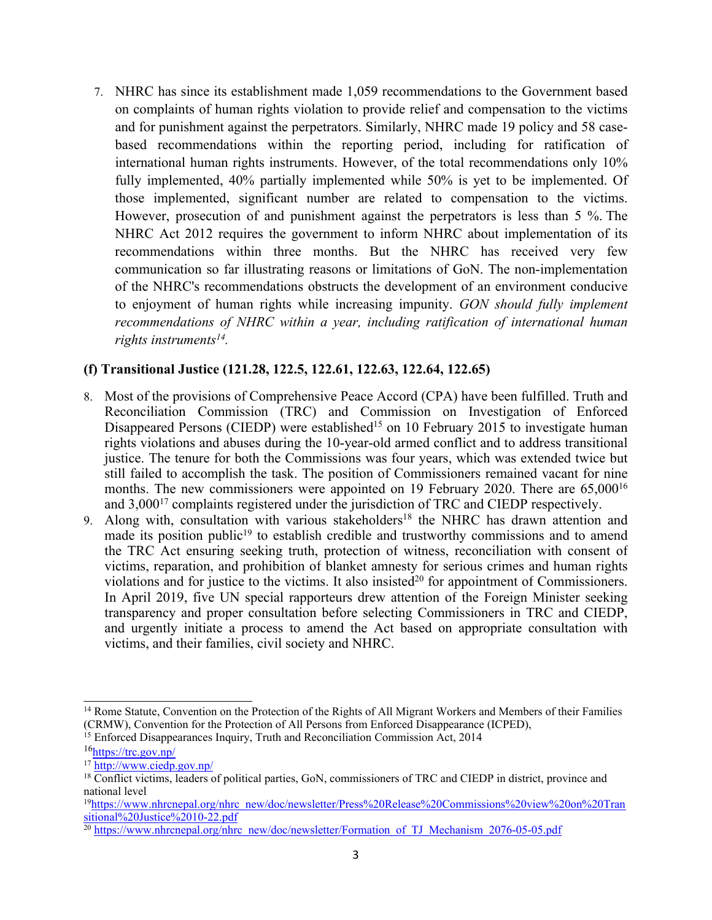7. NHRC has since its establishment made 1,059 recommendations to the Government based on complaints of human rights violation to provide relief and compensation to the victims and for punishment against the perpetrators. Similarly, NHRC made 19 policy and 58 case-based recommendations within the reporting period, including for ratification of international human rights instruments. However, of the total recommendations only 10% fully implemented, 40% partially implemented while 50% is yet to be implemented. Of those implemented, significant number are related to compensation to the victims. However, prosecution of and punishment against the perpetrators is less than 5 %. The NHRC Act 2012 requires the government to inform NHRC about implementation of its recommendations within three months. But the NHRC has received very few communication so far illustrating reasons or limitations of GoN. The non-implementation of the NHRC's recommendations obstructs the development of an environment conducive to enjoyment of human rights while increasing impunity. *GON should fully implement recommendations of NHRC within a year, including ratification of international human rights instruments*[14].

### (f) Transitional Justice (121.28, 122.5, 122.61, 122.63, 122.64, 122.65)

8. Most of the provisions of Comprehensive Peace Accord (CPA) have been fulfilled. Truth and Reconciliation Commission (TRC) and Commission on Investigation of Enforced Disappeared Persons (CIEDP) were established[15] on 10 February 2015 to investigate human rights violations and abuses during the 10-year-old armed conflict and to address transitional justice. The tenure for both the Commissions was four years, which was extended twice but still failed to accomplish the task. The position of Commissioners remained vacant for nine months. The new commissioners were appointed on 19 February 2020. There are 65,000[16] and 3,000[17] complaints registered under the jurisdiction of TRC and CIEDP respectively.
9. Along with, consultation with various stakeholders[18] the NHRC has drawn attention and made its position public[19] to establish credible and trustworthy commissions and to amend the TRC Act ensuring seeking truth, protection of witness, reconciliation with consent of victims, reparation, and prohibition of blanket amnesty for serious crimes and human rights violations and for justice to the victims. It also insisted[20] for appointment of Commissioners. In April 2019, five UN special rapporteurs drew attention of the Foreign Minister seeking transparency and proper consultation before selecting Commissioners in TRC and CIEDP, and urgently initiate a process to amend the Act based on appropriate consultation with victims, and their families, civil society and NHRC.

---

[14] Rome Statute, Convention on the Protection of the Rights of All Migrant Workers and Members of their Families (CRMW), Convention for the Protection of All Persons from Enforced Disappearance (ICPED),

[15] Enforced Disappearances Inquiry, Truth and Reconciliation Commission Act, 2014

[16] https://trc.gov.np/

[17] http://www.ciedp.gov.np/

[18] Conflict victims, leaders of political parties, GoN, commissioners of TRC and CIEDP in district, province and national level

[19] https://www.nhrcnepal.org/nhrc_new/doc/newsletter/Press%20Release%20Commissions%20view%20on%20Transitional%20Justice%2010-22.pdf

[20] https://www.nhrcnepal.org/nhrc_new/doc/newsletter/Formation_of_TJ_Mechanism_2076-05-05.pdf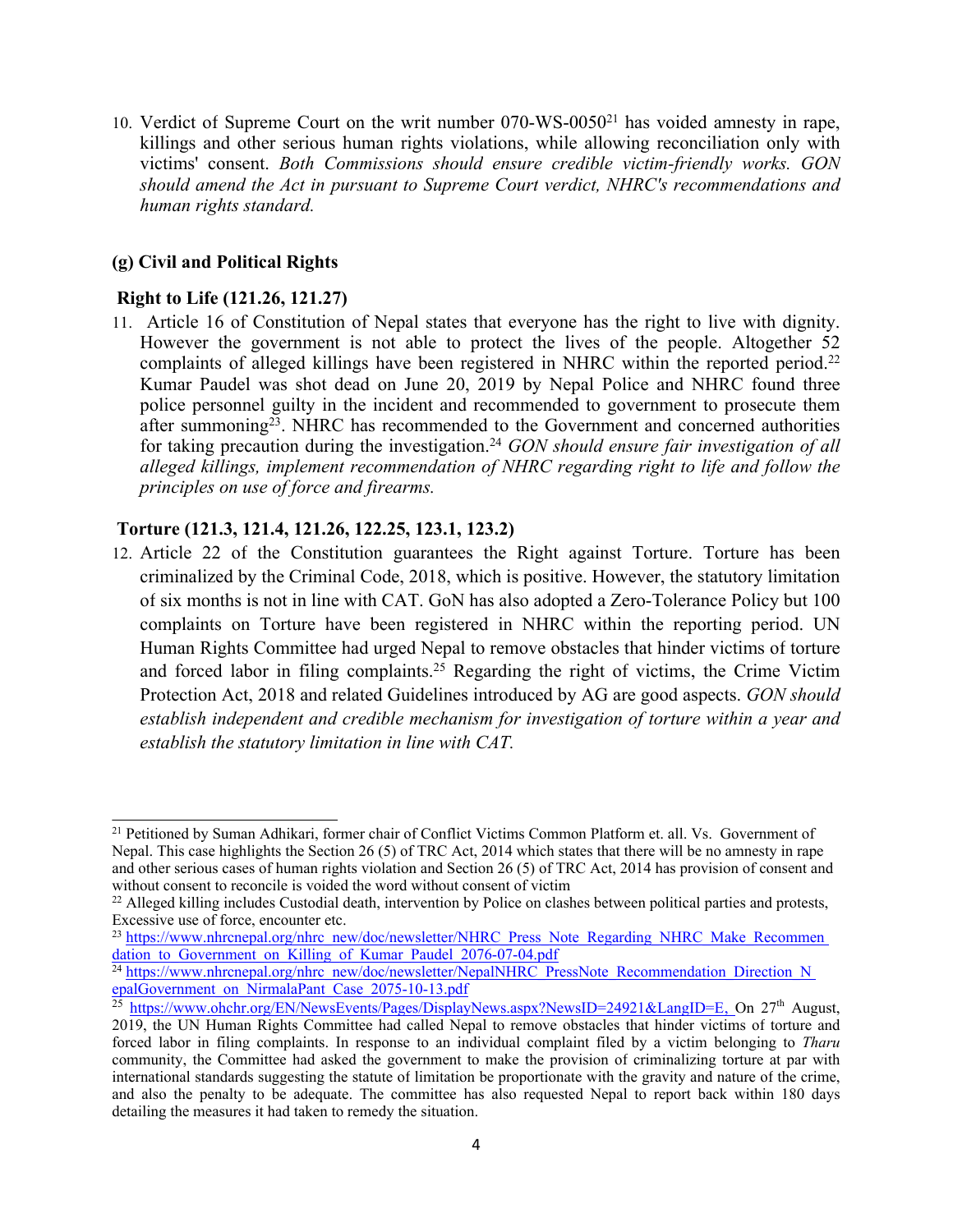10. Verdict of Supreme Court on the writ number 070-WS-0050[21] has voided amnesty in rape, killings and other serious human rights violations, while allowing reconciliation only with victims' consent. *Both Commissions should ensure credible victim-friendly works. GON should amend the Act in pursuant to Supreme Court verdict, NHRC's recommendations and human rights standard.*

### (g) Civil and Political Rights

**Right to Life (121.26, 121.27)**

11. Article 16 of Constitution of Nepal states that everyone has the right to live with dignity. However the government is not able to protect the lives of the people. Altogether 52 complaints of alleged killings have been registered in NHRC within the reported period.[22] Kumar Paudel was shot dead on June 20, 2019 by Nepal Police and NHRC found three police personnel guilty in the incident and recommended to government to prosecute them after summoning[23]. NHRC has recommended to the Government and concerned authorities for taking precaution during the investigation.[24] *GON should ensure fair investigation of all alleged killings, implement recommendation of NHRC regarding right to life and follow the principles on use of force and firearms.*

**Torture (121.3, 121.4, 121.26, 122.25, 123.1, 123.2)**

12. Article 22 of the Constitution guarantees the Right against Torture. Torture has been criminalized by the Criminal Code, 2018, which is positive. However, the statutory limitation of six months is not in line with CAT. GoN has also adopted a Zero-Tolerance Policy but 100 complaints on Torture have been registered in NHRC within the reporting period. UN Human Rights Committee had urged Nepal to remove obstacles that hinder victims of torture and forced labor in filing complaints.[25] Regarding the right of victims, the Crime Victim Protection Act, 2018 and related Guidelines introduced by AG are good aspects. *GON should establish independent and credible mechanism for investigation of torture within a year and establish the statutory limitation in line with CAT.*

---

[21] Petitioned by Suman Adhikari, former chair of Conflict Victims Common Platform et. all. Vs. Government of Nepal. This case highlights the Section 26 (5) of TRC Act, 2014 which states that there will be no amnesty in rape and other serious cases of human rights violation and Section 26 (5) of TRC Act, 2014 has provision of consent and without consent to reconcile is voided the word without consent of victim

[22] Alleged killing includes Custodial death, intervention by Police on clashes between political parties and protests, Excessive use of force, encounter etc.

[23] https://www.nhrcnepal.org/nhrc_new/doc/newsletter/NHRC_Press_Note_Regarding_NHRC_Make_Recommendation_to_Government_on_Killing_of_Kumar_Paudel_2076-07-04.pdf

[24] https://www.nhrcnepal.org/nhrc_new/doc/newsletter/NepalNHRC_PressNote_Recommendation_Direction_NepalGovernment_on_NirmalaPant_Case_2075-10-13.pdf

[25] https://www.ohchr.org/EN/NewsEvents/Pages/DisplayNews.aspx?NewsID=24921&LangID=E, On 27th August, 2019, the UN Human Rights Committee had called Nepal to remove obstacles that hinder victims of torture and forced labor in filing complaints. In response to an individual complaint filed by a victim belonging to *Tharu* community, the Committee had asked the government to make the provision of criminalizing torture at par with international standards suggesting the statute of limitation be proportionate with the gravity and nature of the crime, and also the penalty to be adequate. The committee has also requested Nepal to report back within 180 days detailing the measures it had taken to remedy the situation.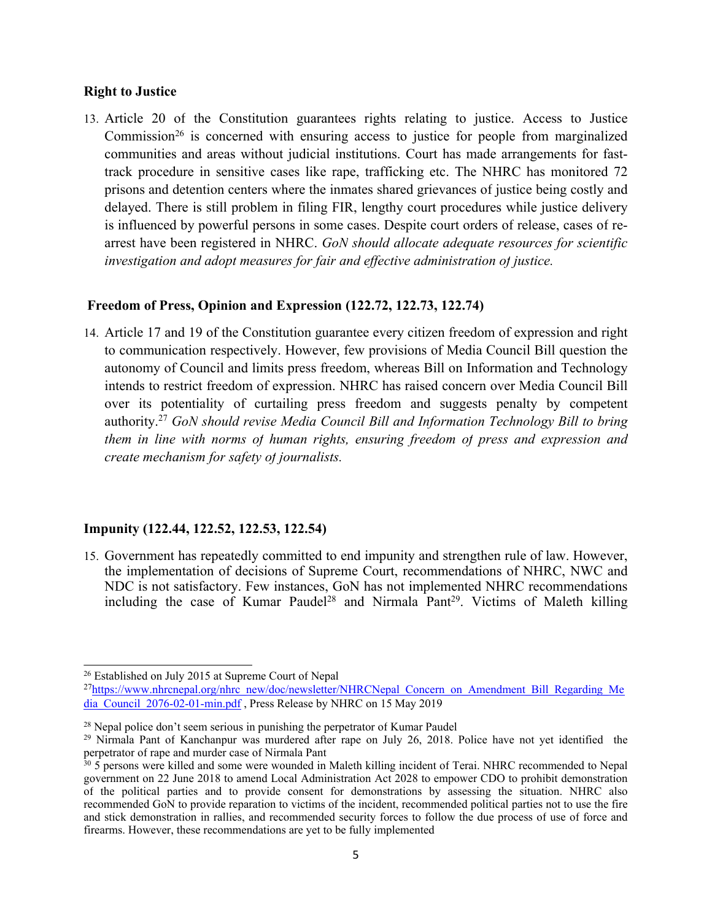### Right to Justice

13. Article 20 of the Constitution guarantees rights relating to justice. Access to Justice Commission[26] is concerned with ensuring access to justice for people from marginalized communities and areas without judicial institutions. Court has made arrangements for fast-track procedure in sensitive cases like rape, trafficking etc. The NHRC has monitored 72 prisons and detention centers where the inmates shared grievances of justice being costly and delayed. There is still problem in filing FIR, lengthy court procedures while justice delivery is influenced by powerful persons in some cases. Despite court orders of release, cases of re-arrest have been registered in NHRC. *GoN should allocate adequate resources for scientific investigation and adopt measures for fair and effective administration of justice.*

### Freedom of Press, Opinion and Expression (122.72, 122.73, 122.74)

14. Article 17 and 19 of the Constitution guarantee every citizen freedom of expression and right to communication respectively. However, few provisions of Media Council Bill question the autonomy of Council and limits press freedom, whereas Bill on Information and Technology intends to restrict freedom of expression. NHRC has raised concern over Media Council Bill over its potentiality of curtailing press freedom and suggests penalty by competent authority.[27] *GoN should revise Media Council Bill and Information Technology Bill to bring them in line with norms of human rights, ensuring freedom of press and expression and create mechanism for safety of journalists.*

### Impunity (122.44, 122.52, 122.53, 122.54)

15. Government has repeatedly committed to end impunity and strengthen rule of law. However, the implementation of decisions of Supreme Court, recommendations of NHRC, NWC and NDC is not satisfactory. Few instances, GoN has not implemented NHRC recommendations including the case of Kumar Paudel[28] and Nirmala Pant[29]. Victims of Maleth killing

---

[26] Established on July 2015 at Supreme Court of Nepal

[27] https://www.nhrcnepal.org/nhrc_new/doc/newsletter/NHRCNepal_Concern_on_Amendment_Bill_Regarding_Media_Council_2076-02-01-min.pdf , Press Release by NHRC on 15 May 2019

[28] Nepal police don't seem serious in punishing the perpetrator of Kumar Paudel

[29] Nirmala Pant of Kanchanpur was murdered after rape on July 26, 2018. Police have not yet identified the perpetrator of rape and murder case of Nirmala Pant

[30] 5 persons were killed and some were wounded in Maleth killing incident of Terai. NHRC recommended to Nepal government on 22 June 2018 to amend Local Administration Act 2028 to empower CDO to prohibit demonstration of the political parties and to provide consent for demonstrations by assessing the situation. NHRC also recommended GoN to provide reparation to victims of the incident, recommended political parties not to use the fire and stick demonstration in rallies, and recommended security forces to follow the due process of use of force and firearms. However, these recommendations are yet to be fully implemented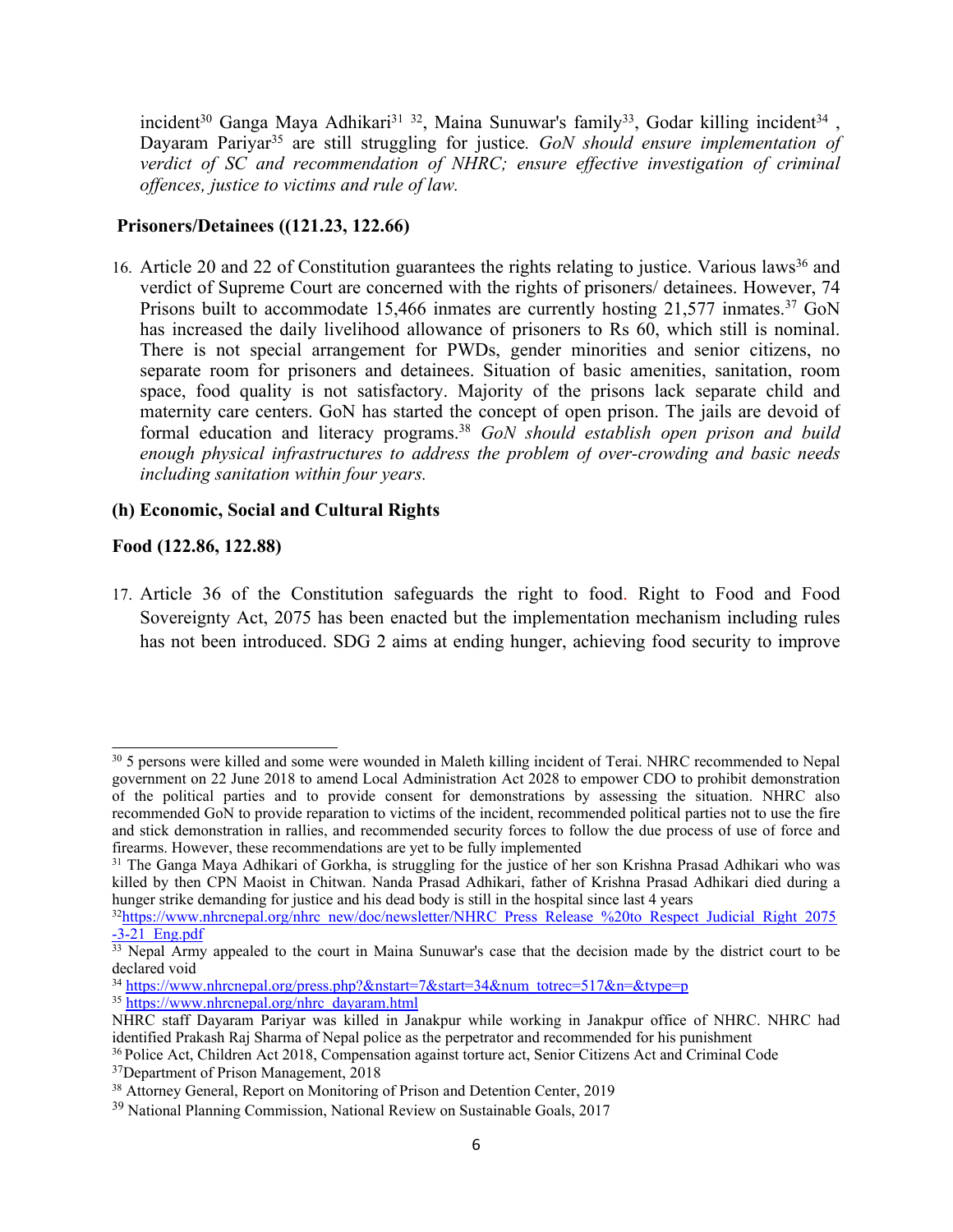incident[30] Ganga Maya Adhikari[31] [32], Maina Sunuwar's family[33], Godar killing incident[34] , Dayaram Pariyar[35] are still struggling for justice. *GoN should ensure implementation of verdict of SC and recommendation of NHRC; ensure effective investigation of criminal offences, justice to victims and rule of law.*

**Prisoners/Detainees ((121.23, 122.66)**

16. Article 20 and 22 of Constitution guarantees the rights relating to justice. Various laws[36] and verdict of Supreme Court are concerned with the rights of prisoners/ detainees. However, 74 Prisons built to accommodate 15,466 inmates are currently hosting 21,577 inmates.[37] GoN has increased the daily livelihood allowance of prisoners to Rs 60, which still is nominal. There is not special arrangement for PWDs, gender minorities and senior citizens, no separate room for prisoners and detainees. Situation of basic amenities, sanitation, room space, food quality is not satisfactory. Majority of the prisons lack separate child and maternity care centers. GoN has started the concept of open prison. The jails are devoid of formal education and literacy programs.[38] *GoN should establish open prison and build enough physical infrastructures to address the problem of over-crowding and basic needs including sanitation within four years.*

**(h) Economic, Social and Cultural Rights**

**Food (122.86, 122.88)**

17. Article 36 of the Constitution safeguards the right to food. Right to Food and Food Sovereignty Act, 2075 has been enacted but the implementation mechanism including rules has not been introduced. SDG 2 aims at ending hunger, achieving food security to improve

---

[30] 5 persons were killed and some were wounded in Maleth killing incident of Terai. NHRC recommended to Nepal government on 22 June 2018 to amend Local Administration Act 2028 to empower CDO to prohibit demonstration of the political parties and to provide consent for demonstrations by assessing the situation. NHRC also recommended GoN to provide reparation to victims of the incident, recommended political parties not to use the fire and stick demonstration in rallies, and recommended security forces to follow the due process of use of force and firearms. However, these recommendations are yet to be fully implemented

[31] The Ganga Maya Adhikari of Gorkha, is struggling for the justice of her son Krishna Prasad Adhikari who was killed by then CPN Maoist in Chitwan. Nanda Prasad Adhikari, father of Krishna Prasad Adhikari died during a hunger strike demanding for justice and his dead body is still in the hospital since last 4 years

[32] https://www.nhrcnepal.org/nhrc_new/doc/newsletter/NHRC_Press_Release_%20to_Respect_Judicial_Right_2075-3-21_Eng.pdf

[33] Nepal Army appealed to the court in Maina Sunuwar's case that the decision made by the district court to be declared void

[34] https://www.nhrcnepal.org/press.php?&nstart=7&start=34&num_totrec=517&n=&type=p

[35] https://www.nhrcnepal.org/nhrc_dayaram.html

NHRC staff Dayaram Pariyar was killed in Janakpur while working in Janakpur office of NHRC. NHRC had identified Prakash Raj Sharma of Nepal police as the perpetrator and recommended for his punishment

[36] Police Act, Children Act 2018, Compensation against torture act, Senior Citizens Act and Criminal Code

[37] Department of Prison Management, 2018

[38] Attorney General, Report on Monitoring of Prison and Detention Center, 2019

[39] National Planning Commission, National Review on Sustainable Goals, 2017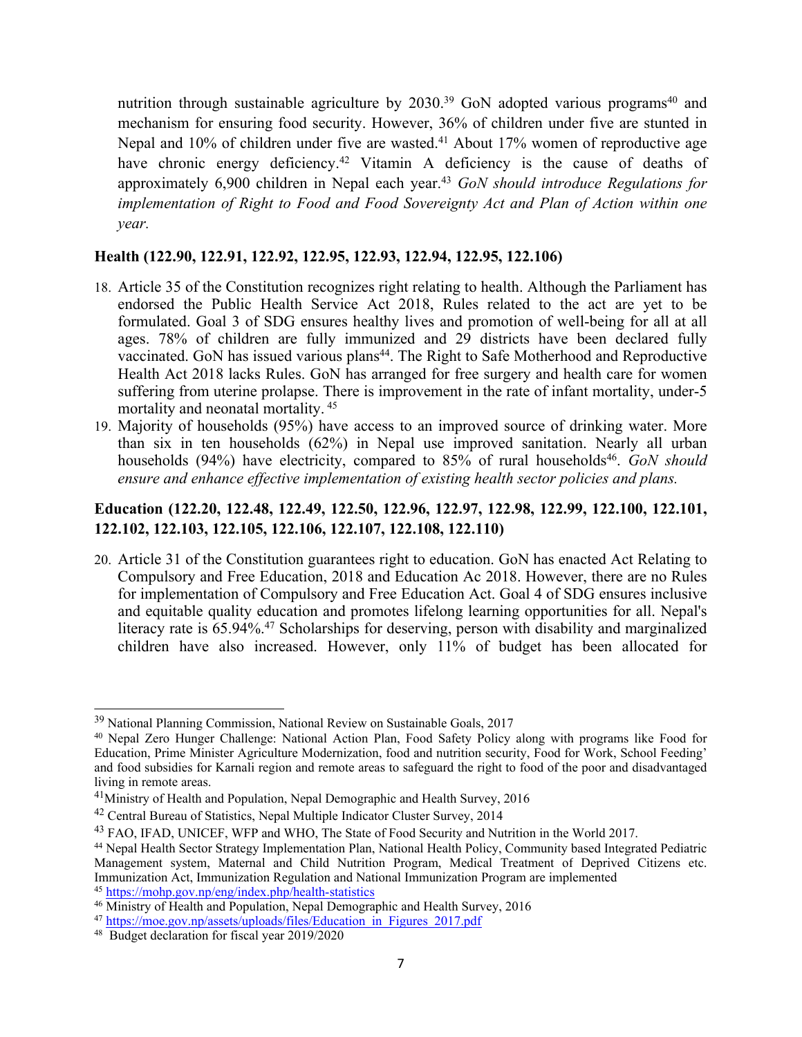nutrition through sustainable agriculture by 2030.[39] GoN adopted various programs[40] and mechanism for ensuring food security. However, 36% of children under five are stunted in Nepal and 10% of children under five are wasted.[41] About 17% women of reproductive age have chronic energy deficiency.[42] Vitamin A deficiency is the cause of deaths of approximately 6,900 children in Nepal each year.[43] *GoN should introduce Regulations for implementation of Right to Food and Food Sovereignty Act and Plan of Action within one year.*

**Health (122.90, 122.91, 122.92, 122.95, 122.93, 122.94, 122.95, 122.106)**

18. Article 35 of the Constitution recognizes right relating to health. Although the Parliament has endorsed the Public Health Service Act 2018, Rules related to the act are yet to be formulated. Goal 3 of SDG ensures healthy lives and promotion of well-being for all at all ages. 78% of children are fully immunized and 29 districts have been declared fully vaccinated. GoN has issued various plans[44]. The Right to Safe Motherhood and Reproductive Health Act 2018 lacks Rules. GoN has arranged for free surgery and health care for women suffering from uterine prolapse. There is improvement in the rate of infant mortality, under-5 mortality and neonatal mortality. [45]
19. Majority of households (95%) have access to an improved source of drinking water. More than six in ten households (62%) in Nepal use improved sanitation. Nearly all urban households (94%) have electricity, compared to 85% of rural households[46]. *GoN should ensure and enhance effective implementation of existing health sector policies and plans.*

**Education (122.20, 122.48, 122.49, 122.50, 122.96, 122.97, 122.98, 122.99, 122.100, 122.101, 122.102, 122.103, 122.105, 122.106, 122.107, 122.108, 122.110)**

20. Article 31 of the Constitution guarantees right to education. GoN has enacted Act Relating to Compulsory and Free Education, 2018 and Education Ac 2018. However, there are no Rules for implementation of Compulsory and Free Education Act. Goal 4 of SDG ensures inclusive and equitable quality education and promotes lifelong learning opportunities for all. Nepal's literacy rate is 65.94%.[47] Scholarships for deserving, person with disability and marginalized children have also increased. However, only 11% of budget has been allocated for

---

[39] National Planning Commission, National Review on Sustainable Goals, 2017

[40] Nepal Zero Hunger Challenge: National Action Plan, Food Safety Policy along with programs like Food for Education, Prime Minister Agriculture Modernization, food and nutrition security, Food for Work, School Feeding' and food subsidies for Karnali region and remote areas to safeguard the right to food of the poor and disadvantaged living in remote areas.

[41] Ministry of Health and Population, Nepal Demographic and Health Survey, 2016

[42] Central Bureau of Statistics, Nepal Multiple Indicator Cluster Survey, 2014

[43] FAO, IFAD, UNICEF, WFP and WHO, The State of Food Security and Nutrition in the World 2017.

[44] Nepal Health Sector Strategy Implementation Plan, National Health Policy, Community based Integrated Pediatric Management system, Maternal and Child Nutrition Program, Medical Treatment of Deprived Citizens etc. Immunization Act, Immunization Regulation and National Immunization Program are implemented

[45] https://mohp.gov.np/eng/index.php/health-statistics

[46] Ministry of Health and Population, Nepal Demographic and Health Survey, 2016

[47] https://moe.gov.np/assets/uploads/files/Education_in_Figures_2017.pdf

[48] Budget declaration for fiscal year 2019/2020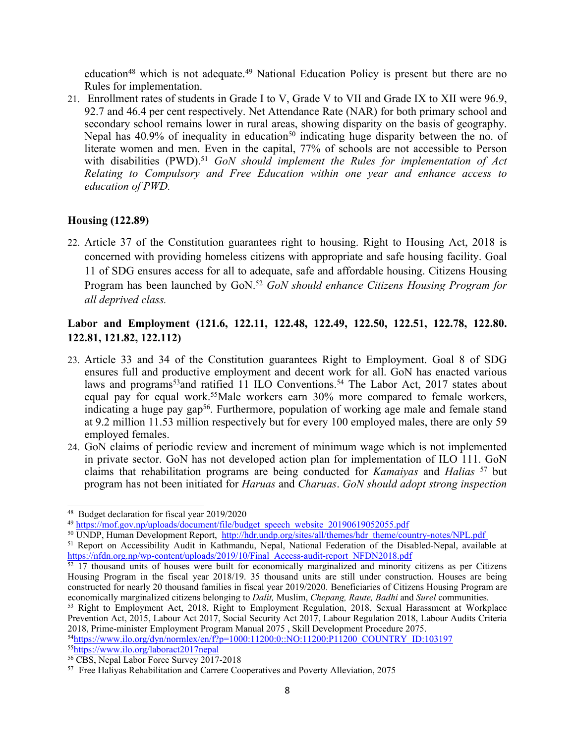education[48] which is not adequate.[49] National Education Policy is present but there are no Rules for implementation.

21. Enrollment rates of students in Grade I to V, Grade V to VII and Grade IX to XII were 96.9, 92.7 and 46.4 per cent respectively. Net Attendance Rate (NAR) for both primary school and secondary school remains lower in rural areas, showing disparity on the basis of geography. Nepal has 40.9% of inequality in education[50] indicating huge disparity between the no. of literate women and men. Even in the capital, 77% of schools are not accessible to Person with disabilities (PWD).[51] *GoN should implement the Rules for implementation of Act Relating to Compulsory and Free Education within one year and enhance access to education of PWD.*

**Housing (122.89)**

22. Article 37 of the Constitution guarantees right to housing. Right to Housing Act, 2018 is concerned with providing homeless citizens with appropriate and safe housing facility. Goal 11 of SDG ensures access for all to adequate, safe and affordable housing. Citizens Housing Program has been launched by GoN.[52] *GoN should enhance Citizens Housing Program for all deprived class.*

**Labor and Employment (121.6, 122.11, 122.48, 122.49, 122.50, 122.51, 122.78, 122.80. 122.81, 121.82, 122.112)**

23. Article 33 and 34 of the Constitution guarantees Right to Employment. Goal 8 of SDG ensures full and productive employment and decent work for all. GoN has enacted various laws and programs[53]and ratified 11 ILO Conventions.[54] The Labor Act, 2017 states about equal pay for equal work.[55]Male workers earn 30% more compared to female workers, indicating a huge pay gap[56]. Furthermore, population of working age male and female stand at 9.2 million 11.53 million respectively but for every 100 employed males, there are only 59 employed females.
24. GoN claims of periodic review and increment of minimum wage which is not implemented in private sector. GoN has not developed action plan for implementation of ILO 111. GoN claims that rehabilitation programs are being conducted for *Kamaiyas* and *Halias* [57] but program has not been initiated for *Haruas* and *Charuas*. *GoN should adopt strong inspection*

---

[48] Budget declaration for fiscal year 2019/2020

[49] https://mof.gov.np/uploads/document/file/budget_speech_website_20190619052055.pdf

[50] UNDP, Human Development Report, http://hdr.undp.org/sites/all/themes/hdr_theme/country-notes/NPL.pdf

[51] Report on Accessibility Audit in Kathmandu, Nepal, National Federation of the Disabled-Nepal, available at https://nfdn.org.np/wp-content/uploads/2019/10/Final_Access-audit-report_NFDN2018.pdf

[52] 17 thousand units of houses were built for economically marginalized and minority citizens as per Citizens Housing Program in the fiscal year 2018/19. 35 thousand units are still under construction. Houses are being constructed for nearly 20 thousand families in fiscal year 2019/2020. Beneficiaries of Citizens Housing Program are economically marginalized citizens belonging to *Dalit,* Muslim, *Chepang, Raute, Badhi* and *Surel* communities*.*

[53] Right to Employment Act, 2018, Right to Employment Regulation, 2018, Sexual Harassment at Workplace Prevention Act, 2015, Labour Act 2017, Social Security Act 2017, Labour Regulation 2018, Labour Audits Criteria 2018, Prime-minister Employment Program Manual 2075 , Skill Development Procedure 2075.

[54] https://www.ilo.org/dyn/normlex/en/f?p=1000:11200:0::NO:11200:P11200_COUNTRY_ID:103197

[55] https://www.ilo.org/laboract2017nepal

[56] CBS, Nepal Labor Force Survey 2017-2018

[57] Free Haliyas Rehabilitation and Carrere Cooperatives and Poverty Alleviation, 2075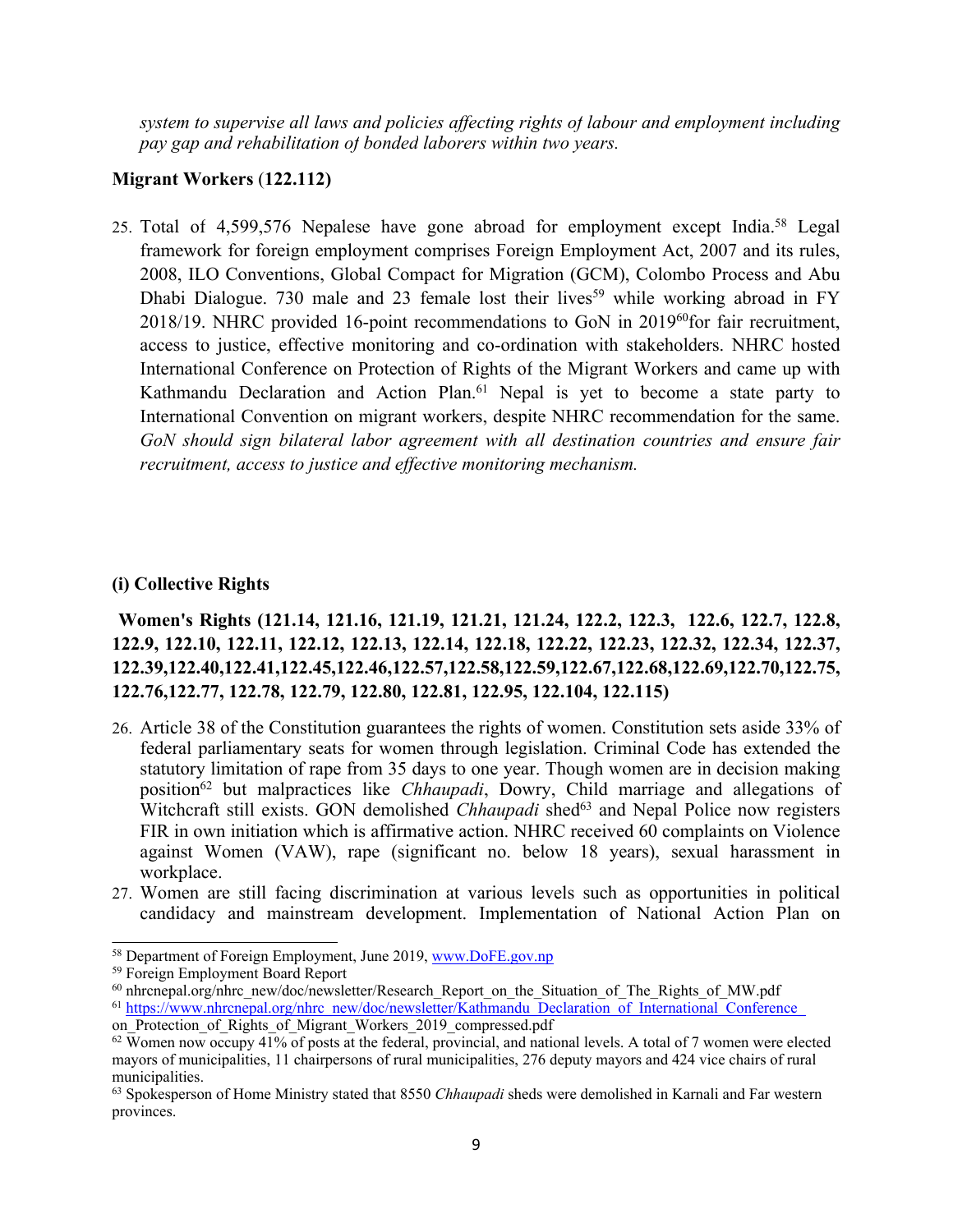*system to supervise all laws and policies affecting rights of labour and employment including pay gap and rehabilitation of bonded laborers within two years.*

**Migrant Workers (122.112)**

25. Total of 4,599,576 Nepalese have gone abroad for employment except India.[58] Legal framework for foreign employment comprises Foreign Employment Act, 2007 and its rules, 2008, ILO Conventions, Global Compact for Migration (GCM), Colombo Process and Abu Dhabi Dialogue. 730 male and 23 female lost their lives[59] while working abroad in FY 2018/19. NHRC provided 16-point recommendations to GoN in 2019[60] for fair recruitment, access to justice, effective monitoring and co-ordination with stakeholders. NHRC hosted International Conference on Protection of Rights of the Migrant Workers and came up with Kathmandu Declaration and Action Plan.[61] Nepal is yet to become a state party to International Convention on migrant workers, despite NHRC recommendation for the same. *GoN should sign bilateral labor agreement with all destination countries and ensure fair recruitment, access to justice and effective monitoring mechanism.*

**(i) Collective Rights**

**Women's Rights (121.14, 121.16, 121.19, 121.21, 121.24, 122.2, 122.3, 122.6, 122.7, 122.8, 122.9, 122.10, 122.11, 122.12, 122.13, 122.14, 122.18, 122.22, 122.23, 122.32, 122.34, 122.37, 122.39,122.40,122.41,122.45,122.46,122.57,122.58,122.59,122.67,122.68,122.69,122.70,122.75, 122.76,122.77, 122.78, 122.79, 122.80, 122.81, 122.95, 122.104, 122.115)**

26. Article 38 of the Constitution guarantees the rights of women. Constitution sets aside 33% of federal parliamentary seats for women through legislation. Criminal Code has extended the statutory limitation of rape from 35 days to one year. Though women are in decision making position[62] but malpractices like *Chhaupadi*, Dowry, Child marriage and allegations of Witchcraft still exists. GON demolished *Chhaupadi* shed[63] and Nepal Police now registers FIR in own initiation which is affirmative action. NHRC received 60 complaints on Violence against Women (VAW), rape (significant no. below 18 years), sexual harassment in workplace.
27. Women are still facing discrimination at various levels such as opportunities in political candidacy and mainstream development. Implementation of National Action Plan on

---

[58] Department of Foreign Employment, June 2019, www.DoFE.gov.np

[59] Foreign Employment Board Report

[60] nhrcnepal.org/nhrc_new/doc/newsletter/Research_Report_on_the_Situation_of_The_Rights_of_MW.pdf

[61] https://www.nhrcnepal.org/nhrc_new/doc/newsletter/Kathmandu_Declaration_of_International_Conference_on_Protection_of_Rights_of_Migrant_Workers_2019_compressed.pdf

[62] Women now occupy 41% of posts at the federal, provincial, and national levels. A total of 7 women were elected mayors of municipalities, 11 chairpersons of rural municipalities, 276 deputy mayors and 424 vice chairs of rural municipalities.

[63] Spokesperson of Home Ministry stated that 8550 *Chhaupadi* sheds were demolished in Karnali and Far western provinces.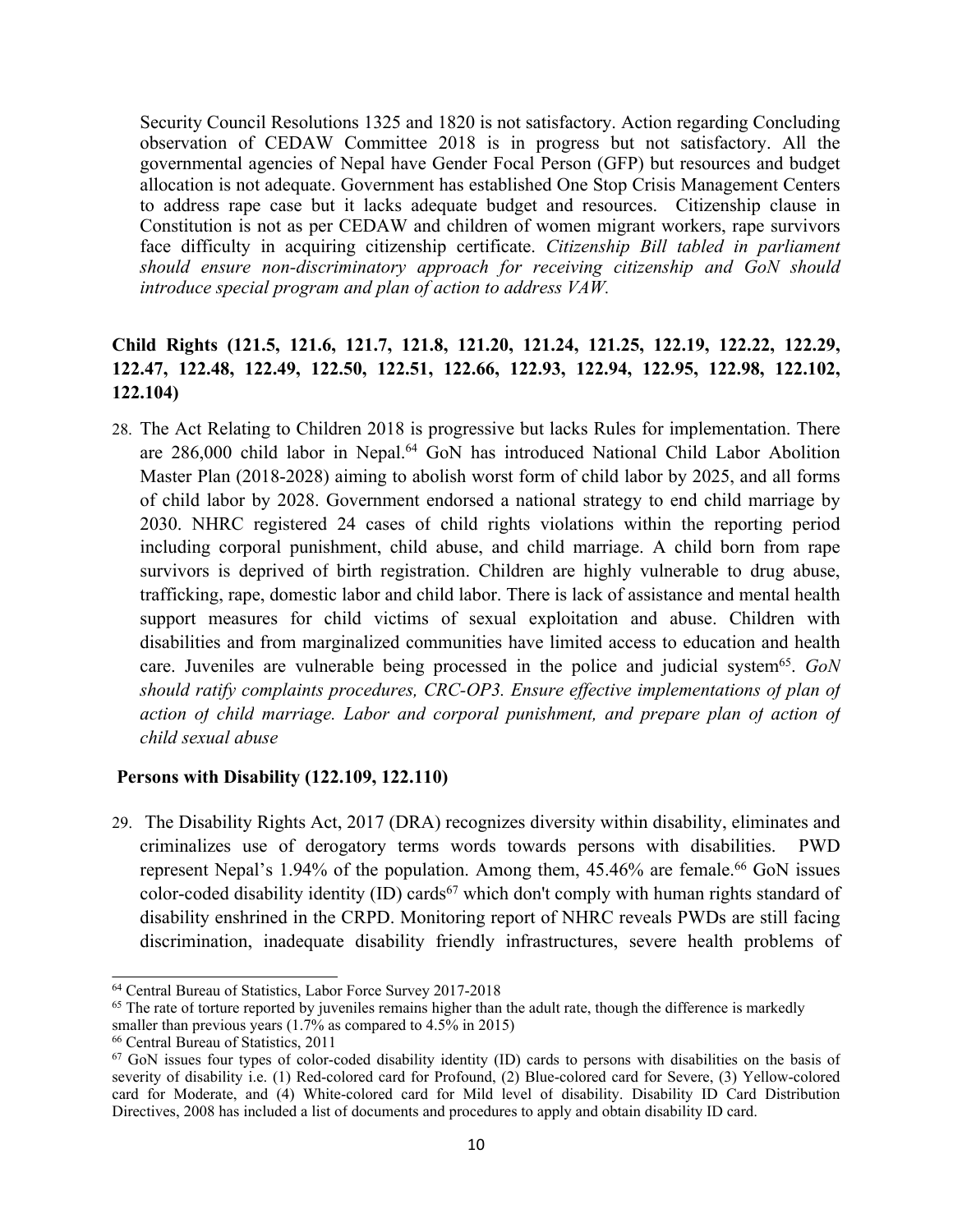Security Council Resolutions 1325 and 1820 is not satisfactory. Action regarding Concluding observation of CEDAW Committee 2018 is in progress but not satisfactory. All the governmental agencies of Nepal have Gender Focal Person (GFP) but resources and budget allocation is not adequate. Government has established One Stop Crisis Management Centers to address rape case but it lacks adequate budget and resources. Citizenship clause in Constitution is not as per CEDAW and children of women migrant workers, rape survivors face difficulty in acquiring citizenship certificate. *Citizenship Bill tabled in parliament should ensure non-discriminatory approach for receiving citizenship and GoN should introduce special program and plan of action to address VAW.*

**Child Rights (121.5, 121.6, 121.7, 121.8, 121.20, 121.24, 121.25, 122.19, 122.22, 122.29, 122.47, 122.48, 122.49, 122.50, 122.51, 122.66, 122.93, 122.94, 122.95, 122.98, 122.102, 122.104)**

28. The Act Relating to Children 2018 is progressive but lacks Rules for implementation. There are 286,000 child labor in Nepal.[64] GoN has introduced National Child Labor Abolition Master Plan (2018-2028) aiming to abolish worst form of child labor by 2025, and all forms of child labor by 2028. Government endorsed a national strategy to end child marriage by 2030. NHRC registered 24 cases of child rights violations within the reporting period including corporal punishment, child abuse, and child marriage. A child born from rape survivors is deprived of birth registration. Children are highly vulnerable to drug abuse, trafficking, rape, domestic labor and child labor. There is lack of assistance and mental health support measures for child victims of sexual exploitation and abuse. Children with disabilities and from marginalized communities have limited access to education and health care. Juveniles are vulnerable being processed in the police and judicial system[65]. *GoN should ratify complaints procedures, CRC-OP3. Ensure effective implementations of plan of action of child marriage. Labor and corporal punishment, and prepare plan of action of child sexual abuse*

**Persons with Disability (122.109, 122.110)**

29. The Disability Rights Act, 2017 (DRA) recognizes diversity within disability, eliminates and criminalizes use of derogatory terms words towards persons with disabilities. PWD represent Nepal's 1.94% of the population. Among them, 45.46% are female.[66] GoN issues color-coded disability identity (ID) cards[67] which don't comply with human rights standard of disability enshrined in the CRPD. Monitoring report of NHRC reveals PWDs are still facing discrimination, inadequate disability friendly infrastructures, severe health problems of

---

[64] Central Bureau of Statistics, Labor Force Survey 2017-2018

[65] The rate of torture reported by juveniles remains higher than the adult rate, though the difference is markedly smaller than previous years (1.7% as compared to 4.5% in 2015)

[66] Central Bureau of Statistics, 2011

[67] GoN issues four types of color-coded disability identity (ID) cards to persons with disabilities on the basis of severity of disability i.e. (1) Red-colored card for Profound, (2) Blue-colored card for Severe, (3) Yellow-colored card for Moderate, and (4) White-colored card for Mild level of disability. Disability ID Card Distribution Directives, 2008 has included a list of documents and procedures to apply and obtain disability ID card.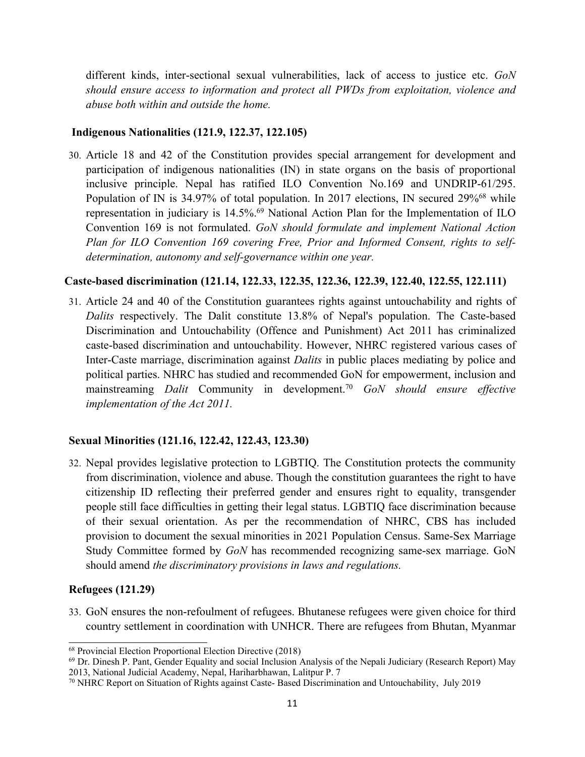different kinds, inter-sectional sexual vulnerabilities, lack of access to justice etc. *GoN should ensure access to information and protect all PWDs from exploitation, violence and abuse both within and outside the home.*

### Indigenous Nationalities (121.9, 122.37, 122.105)

30. Article 18 and 42 of the Constitution provides special arrangement for development and participation of indigenous nationalities (IN) in state organs on the basis of proportional inclusive principle. Nepal has ratified ILO Convention No.169 and UNDRIP-61/295. Population of IN is 34.97% of total population. In 2017 elections, IN secured 29%[68] while representation in judiciary is 14.5%.[69] National Action Plan for the Implementation of ILO Convention 169 is not formulated. *GoN should formulate and implement National Action Plan for ILO Convention 169 covering Free, Prior and Informed Consent, rights to self-determination, autonomy and self-governance within one year.*

### Caste-based discrimination (121.14, 122.33, 122.35, 122.36, 122.39, 122.40, 122.55, 122.111)

31. Article 24 and 40 of the Constitution guarantees rights against untouchability and rights of *Dalits* respectively. The Dalit constitute 13.8% of Nepal's population. The Caste-based Discrimination and Untouchability (Offence and Punishment) Act 2011 has criminalized caste-based discrimination and untouchability. However, NHRC registered various cases of Inter-Caste marriage, discrimination against *Dalits* in public places mediating by police and political parties. NHRC has studied and recommended GoN for empowerment, inclusion and mainstreaming *Dalit* Community in development.[70] *GoN should ensure effective implementation of the Act 2011.*

### Sexual Minorities (121.16, 122.42, 122.43, 123.30)

32. Nepal provides legislative protection to LGBTIQ. The Constitution protects the community from discrimination, violence and abuse. Though the constitution guarantees the right to have citizenship ID reflecting their preferred gender and ensures right to equality, transgender people still face difficulties in getting their legal status. LGBTIQ face discrimination because of their sexual orientation. As per the recommendation of NHRC, CBS has included provision to document the sexual minorities in 2021 Population Census. Same-Sex Marriage Study Committee formed by *GoN* has recommended recognizing same-sex marriage. GoN should amend *the discriminatory provisions in laws and regulations.*

### Refugees (121.29)

33. GoN ensures the non-refoulment of refugees. Bhutanese refugees were given choice for third country settlement in coordination with UNHCR. There are refugees from Bhutan, Myanmar

---

[68] Provincial Election Proportional Election Directive (2018)

[69] Dr. Dinesh P. Pant, Gender Equality and social Inclusion Analysis of the Nepali Judiciary (Research Report) May 2013, National Judicial Academy, Nepal, Hariharbhawan, Lalitpur P. 7

[70] NHRC Report on Situation of Rights against Caste- Based Discrimination and Untouchability, July 2019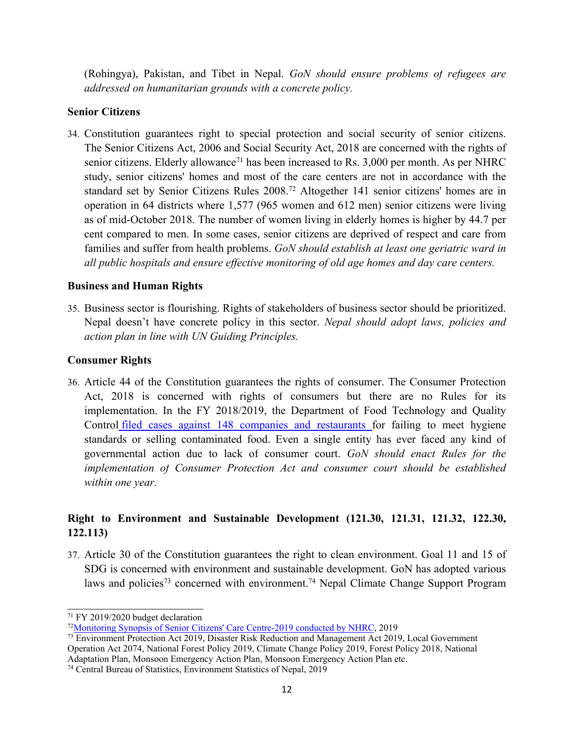(Rohingya), Pakistan, and Tibet in Nepal. *GoN should ensure problems of refugees are addressed on humanitarian grounds with a concrete policy.*

**Senior Citizens**

34. Constitution guarantees right to special protection and social security of senior citizens. The Senior Citizens Act, 2006 and Social Security Act, 2018 are concerned with the rights of senior citizens. Elderly allowance[71] has been increased to Rs. 3,000 per month. As per NHRC study, senior citizens' homes and most of the care centers are not in accordance with the standard set by Senior Citizens Rules 2008.[72] Altogether 141 senior citizens' homes are in operation in 64 districts where 1,577 (965 women and 612 men) senior citizens were living as of mid-October 2018. The number of women living in elderly homes is higher by 44.7 per cent compared to men. In some cases, senior citizens are deprived of respect and care from families and suffer from health problems. *GoN should establish at least one geriatric ward in all public hospitals and ensure effective monitoring of old age homes and day care centers.*

**Business and Human Rights**

35. Business sector is flourishing. Rights of stakeholders of business sector should be prioritized. Nepal doesn't have concrete policy in this sector. *Nepal should adopt laws, policies and action plan in line with UN Guiding Principles.*

**Consumer Rights**

36. Article 44 of the Constitution guarantees the rights of consumer. The Consumer Protection Act, 2018 is concerned with rights of consumers but there are no Rules for its implementation. In the FY 2018/2019, the Department of Food Technology and Quality Control filed cases against 148 companies and restaurants for failing to meet hygiene standards or selling contaminated food. Even a single entity has ever faced any kind of governmental action due to lack of consumer court. *GoN should enact Rules for the implementation of Consumer Protection Act and consumer court should be established within one year.*

**Right to Environment and Sustainable Development (121.30, 121.31, 121.32, 122.30, 122.113)**

37. Article 30 of the Constitution guarantees the right to clean environment. Goal 11 and 15 of SDG is concerned with environment and sustainable development. GoN has adopted various laws and policies[73] concerned with environment.[74] Nepal Climate Change Support Program

---

[71] FY 2019/2020 budget declaration

[72] Monitoring Synopsis of Senior Citizens' Care Centre-2019 conducted by NHRC, 2019

[73] Environment Protection Act 2019, Disaster Risk Reduction and Management Act 2019, Local Government Operation Act 2074, National Forest Policy 2019, Climate Change Policy 2019, Forest Policy 2018, National Adaptation Plan, Monsoon Emergency Action Plan, Monsoon Emergency Action Plan etc.

[74] Central Bureau of Statistics, Environment Statistics of Nepal, 2019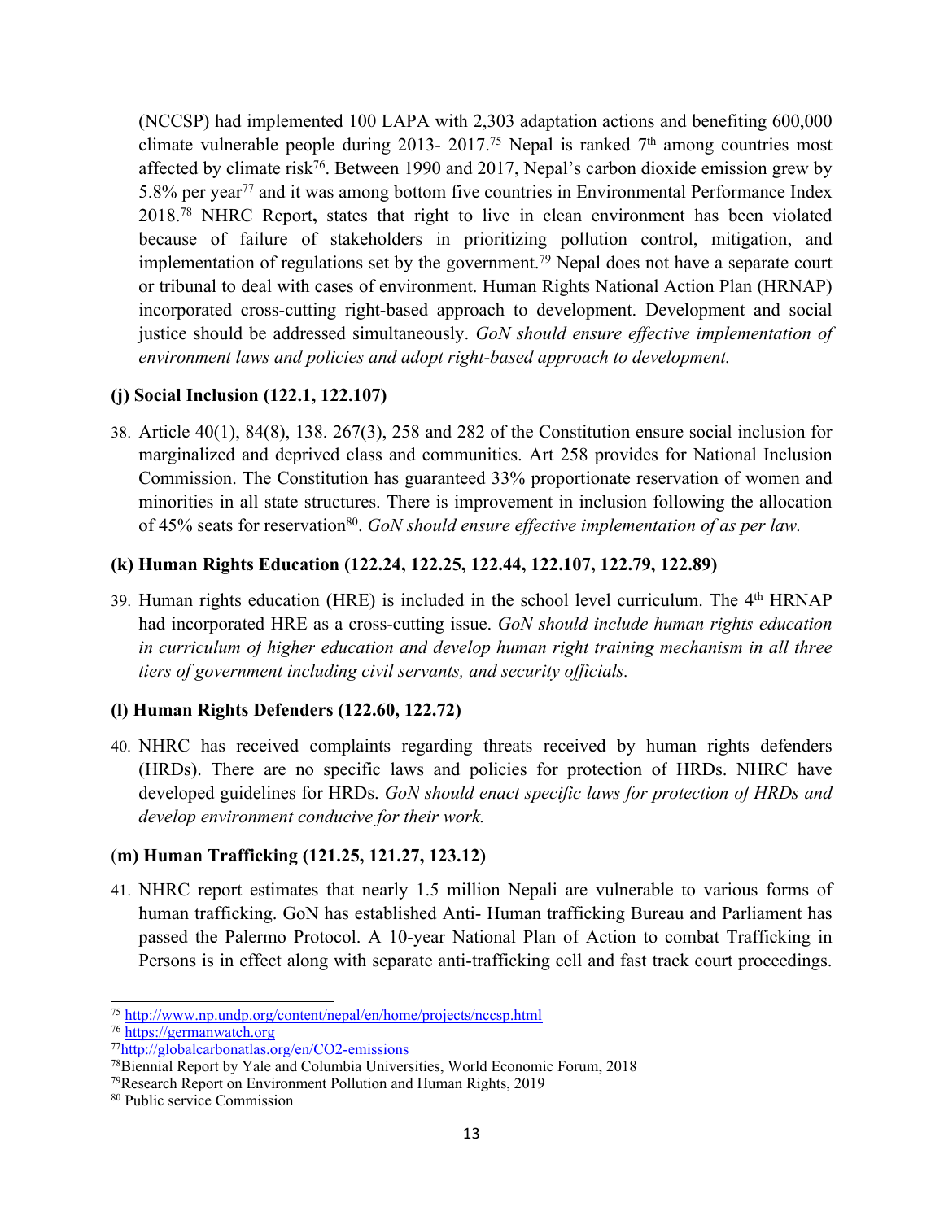(NCCSP) had implemented 100 LAPA with 2,303 adaptation actions and benefiting 600,000 climate vulnerable people during 2013- 2017.[75] Nepal is ranked 7th among countries most affected by climate risk[76]. Between 1990 and 2017, Nepal's carbon dioxide emission grew by 5.8% per year[77] and it was among bottom five countries in Environmental Performance Index 2018.[78] NHRC Report**,** states that right to live in clean environment has been violated because of failure of stakeholders in prioritizing pollution control, mitigation, and implementation of regulations set by the government.[79] Nepal does not have a separate court or tribunal to deal with cases of environment. Human Rights National Action Plan (HRNAP) incorporated cross-cutting right-based approach to development. Development and social justice should be addressed simultaneously. *GoN should ensure effective implementation of environment laws and policies and adopt right-based approach to development.*

**(j) Social Inclusion (122.1, 122.107)**

38. Article 40(1), 84(8), 138. 267(3), 258 and 282 of the Constitution ensure social inclusion for marginalized and deprived class and communities. Art 258 provides for National Inclusion Commission. The Constitution has guaranteed 33% proportionate reservation of women and minorities in all state structures. There is improvement in inclusion following the allocation of 45% seats for reservation[80]. *GoN should ensure effective implementation of as per law.*

**(k) Human Rights Education (122.24, 122.25, 122.44, 122.107, 122.79, 122.89)**

39. Human rights education (HRE) is included in the school level curriculum. The 4th HRNAP had incorporated HRE as a cross-cutting issue. *GoN should include human rights education in curriculum of higher education and develop human right training mechanism in all three tiers of government including civil servants, and security officials.*

**(l) Human Rights Defenders (122.60, 122.72)**

40. NHRC has received complaints regarding threats received by human rights defenders (HRDs). There are no specific laws and policies for protection of HRDs. NHRC have developed guidelines for HRDs. *GoN should enact specific laws for protection of HRDs and develop environment conducive for their work.*

(**m) Human Trafficking (121.25, 121.27, 123.12)**

41. NHRC report estimates that nearly 1.5 million Nepali are vulnerable to various forms of human trafficking. GoN has established Anti- Human trafficking Bureau and Parliament has passed the Palermo Protocol. A 10-year National Plan of Action to combat Trafficking in Persons is in effect along with separate anti-trafficking cell and fast track court proceedings.

---

[75] http://www.np.undp.org/content/nepal/en/home/projects/nccsp.html

[76] https://germanwatch.org

[77] http://globalcarbonatlas.org/en/CO2-emissions

[78] Biennial Report by Yale and Columbia Universities, World Economic Forum, 2018

[79] Research Report on Environment Pollution and Human Rights, 2019

[80] Public service Commission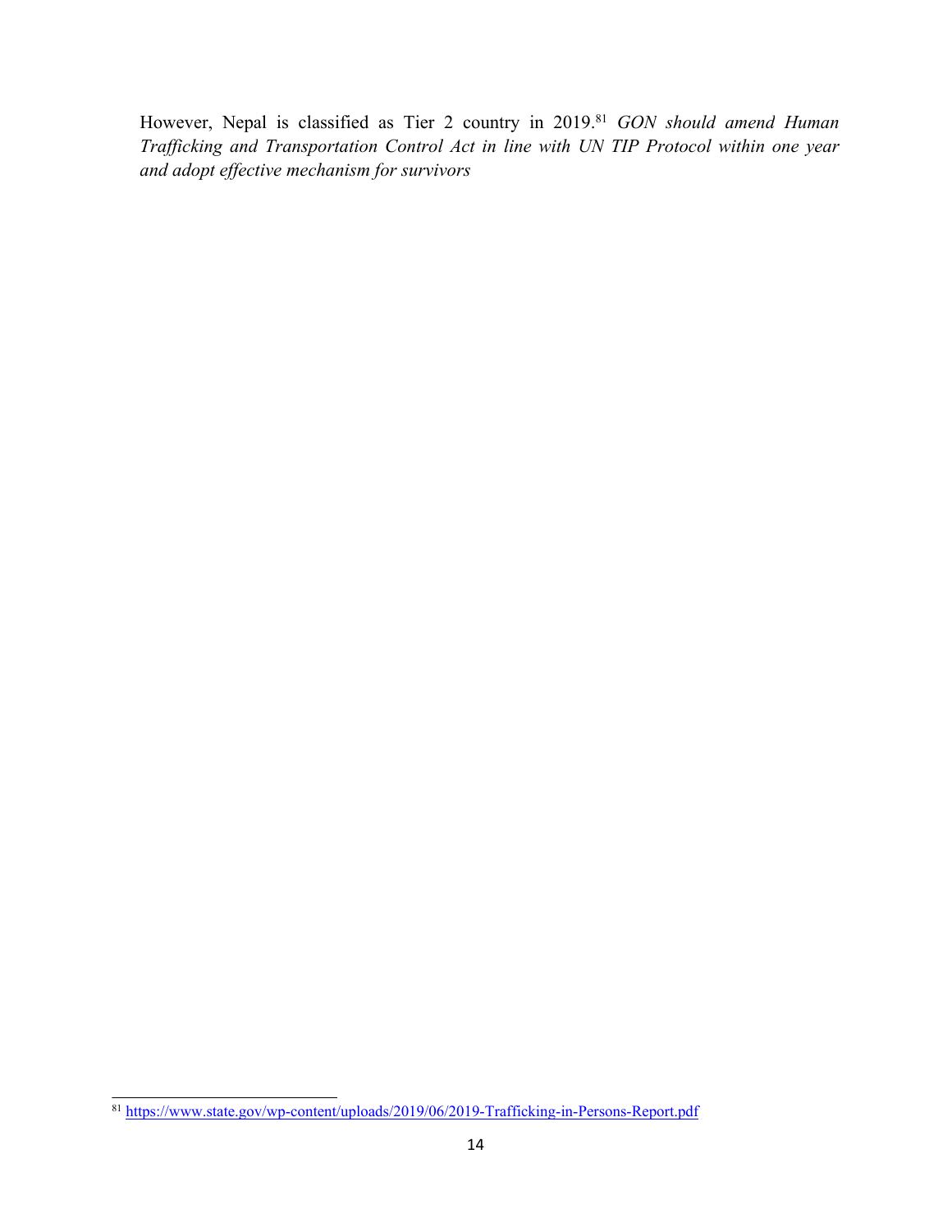However, Nepal is classified as Tier 2 country in 2019.[81] *GON should amend Human Trafficking and Transportation Control Act in line with UN TIP Protocol within one year and adopt effective mechanism for survivors*

[81] https://www.state.gov/wp-content/uploads/2019/06/2019-Trafficking-in-Persons-Report.pdf